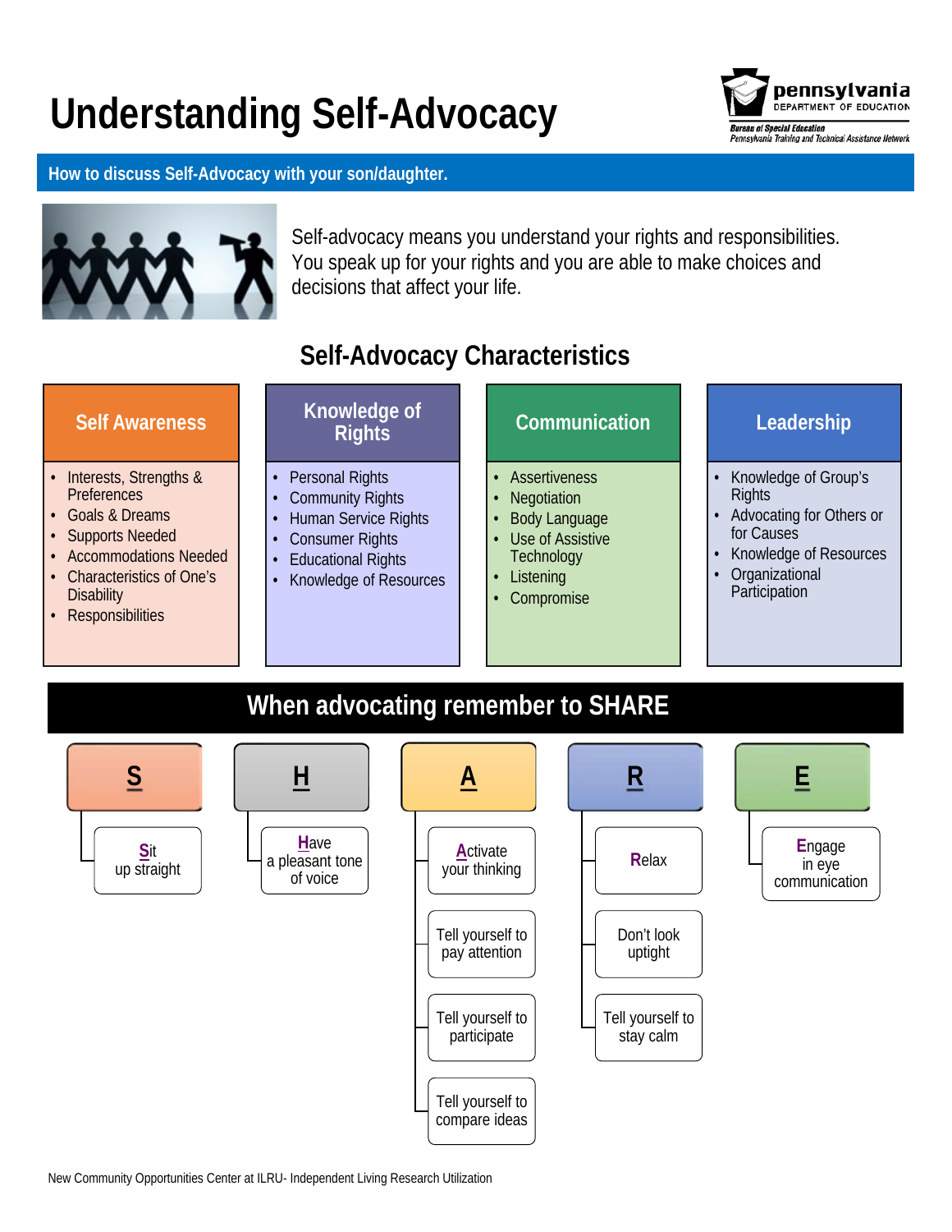# Understanding Self-Advocacy

**How to discuss Self-Advocacy with your son/daughter.**

Self-advocacy means you understand your rights and responsibilities. You speak up for your rights and you are able to make choices and decisions that affect your life.

## Self-Advocacy Characteristics

### Self Awareness

- Interests, Strengths & Preferences
- Goals & Dreams
- Supports Needed
- Accommodations Needed
- Characteristics of One's Disability
- Responsibilities

### Knowledge of Rights

- Personal Rights
- Community Rights
- Human Service Rights
- Consumer Rights
- Educational Rights
- Knowledge of Resources

### Communication

- Assertiveness
- Negotiation
- Body Language
- Use of Assistive Technology
- Listening
- Compromise

### Leadership

- Knowledge of Group's Rights
- Advocating for Others or for Causes
- Knowledge of Resources
- Organizational Participation

## When advocating remember to SHARE

**S**
- **S**it up straight

**H**
- **H**ave a pleasant tone of voice

**A**
- **A**ctivate your thinking
- Tell yourself to pay attention
- Tell yourself to participate
- Tell yourself to compare ideas

**R**
- **R**elax
- Don't look uptight
- Tell yourself to stay calm

**E**
- **E**ngage in eye communication

New Community Opportunities Center at ILRU- Independent Living Research Utilization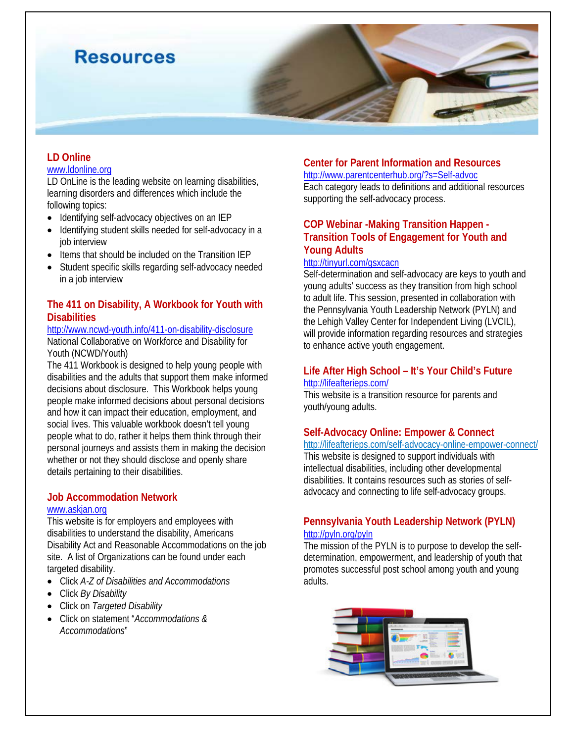# Resources

### LD Online

www.ldonline.org

LD OnLine is the leading website on learning disabilities, learning disorders and differences which include the following topics:

- Identifying self-advocacy objectives on an IEP
- Identifying student skills needed for self-advocacy in a job interview
- Items that should be included on the Transition IEP
- Student specific skills regarding self-advocacy needed in a job interview

### The 411 on Disability, A Workbook for Youth with Disabilities

http://www.ncwd-youth.info/411-on-disability-disclosure

National Collaborative on Workforce and Disability for Youth (NCWD/Youth)

The 411 Workbook is designed to help young people with disabilities and the adults that support them make informed decisions about disclosure. This Workbook helps young people make informed decisions about personal decisions and how it can impact their education, employment, and social lives. This valuable workbook doesn't tell young people what to do, rather it helps them think through their personal journeys and assists them in making the decision whether or not they should disclose and openly share details pertaining to their disabilities.

### Job Accommodation Network

www.askjan.org

This website is for employers and employees with disabilities to understand the disability, Americans Disability Act and Reasonable Accommodations on the job site. A list of Organizations can be found under each targeted disability.

- Click *A-Z of Disabilities and Accommodations*
- Click *By Disability*
- Click on *Targeted Disability*
- Click on statement "*Accommodations & Accommodations*"

### Center for Parent Information and Resources

http://www.parentcenterhub.org/?s=Self-advoc

Each category leads to definitions and additional resources supporting the self-advocacy process.

### COP Webinar -Making Transition Happen - Transition Tools of Engagement for Youth and Young Adults

http://tinyurl.com/gsxcacn

Self-determination and self-advocacy are keys to youth and young adults' success as they transition from high school to adult life. This session, presented in collaboration with the Pennsylvania Youth Leadership Network (PYLN) and the Lehigh Valley Center for Independent Living (LVCIL), will provide information regarding resources and strategies to enhance active youth engagement.

### Life After High School – It's Your Child's Future

http://lifeafterieps.com/

This website is a transition resource for parents and youth/young adults.

### Self-Advocacy Online: Empower & Connect

http://lifeafterieps.com/self-advocacy-online-empower-connect/

This website is designed to support individuals with intellectual disabilities, including other developmental disabilities. It contains resources such as stories of self-advocacy and connecting to life self-advocacy groups.

### Pennsylvania Youth Leadership Network (PYLN)

http://pyln.org/pyln

The mission of the PYLN is to purpose to develop the self-determination, empowerment, and leadership of youth that promotes successful post school among youth and young adults.